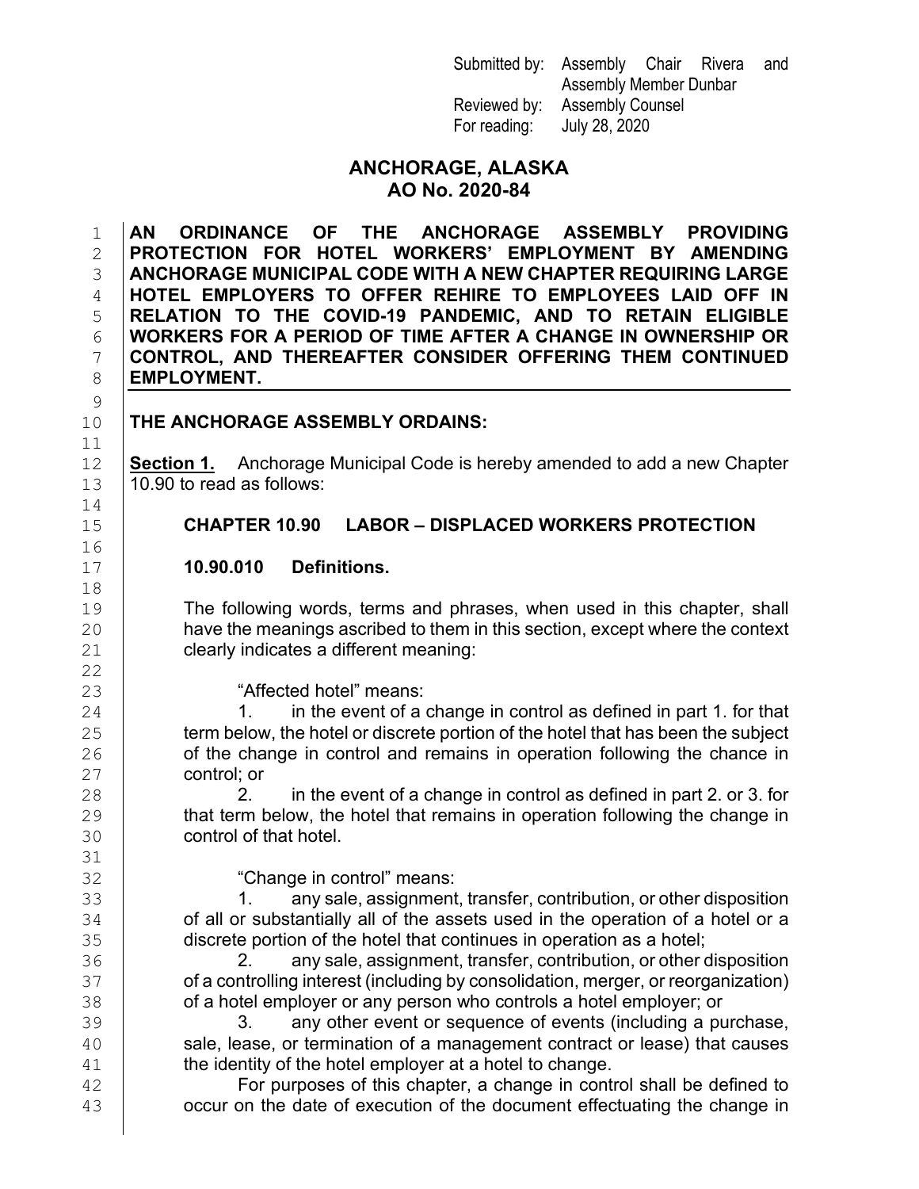Submitted by: Assembly Chair Rivera and Assembly Member Dunbar
Reviewed by: Assembly Counsel
For reading: July 28, 2020

# ANCHORAGE, ALASKA
# AO No. 2020-84

**AN ORDINANCE OF THE ANCHORAGE ASSEMBLY PROVIDING PROTECTION FOR HOTEL WORKERS' EMPLOYMENT BY AMENDING ANCHORAGE MUNICIPAL CODE WITH A NEW CHAPTER REQUIRING LARGE HOTEL EMPLOYERS TO OFFER REHIRE TO EMPLOYEES LAID OFF IN RELATION TO THE COVID-19 PANDEMIC, AND TO RETAIN ELIGIBLE WORKERS FOR A PERIOD OF TIME AFTER A CHANGE IN OWNERSHIP OR CONTROL, AND THEREAFTER CONSIDER OFFERING THEM CONTINUED EMPLOYMENT.**

**THE ANCHORAGE ASSEMBLY ORDAINS:**

**Section 1.** Anchorage Municipal Code is hereby amended to add a new Chapter 10.90 to read as follows:

## CHAPTER 10.90 LABOR – DISPLACED WORKERS PROTECTION

### 10.90.010 Definitions.

The following words, terms and phrases, when used in this chapter, shall have the meanings ascribed to them in this section, except where the context clearly indicates a different meaning:

"Affected hotel" means:

1. in the event of a change in control as defined in part 1. for that term below, the hotel or discrete portion of the hotel that has been the subject of the change in control and remains in operation following the chance in control; or

2. in the event of a change in control as defined in part 2. or 3. for that term below, the hotel that remains in operation following the change in control of that hotel.

"Change in control" means:

1. any sale, assignment, transfer, contribution, or other disposition of all or substantially all of the assets used in the operation of a hotel or a discrete portion of the hotel that continues in operation as a hotel;

2. any sale, assignment, transfer, contribution, or other disposition of a controlling interest (including by consolidation, merger, or reorganization) of a hotel employer or any person who controls a hotel employer; or

3. any other event or sequence of events (including a purchase, sale, lease, or termination of a management contract or lease) that causes the identity of the hotel employer at a hotel to change.

For purposes of this chapter, a change in control shall be defined to occur on the date of execution of the document effectuating the change in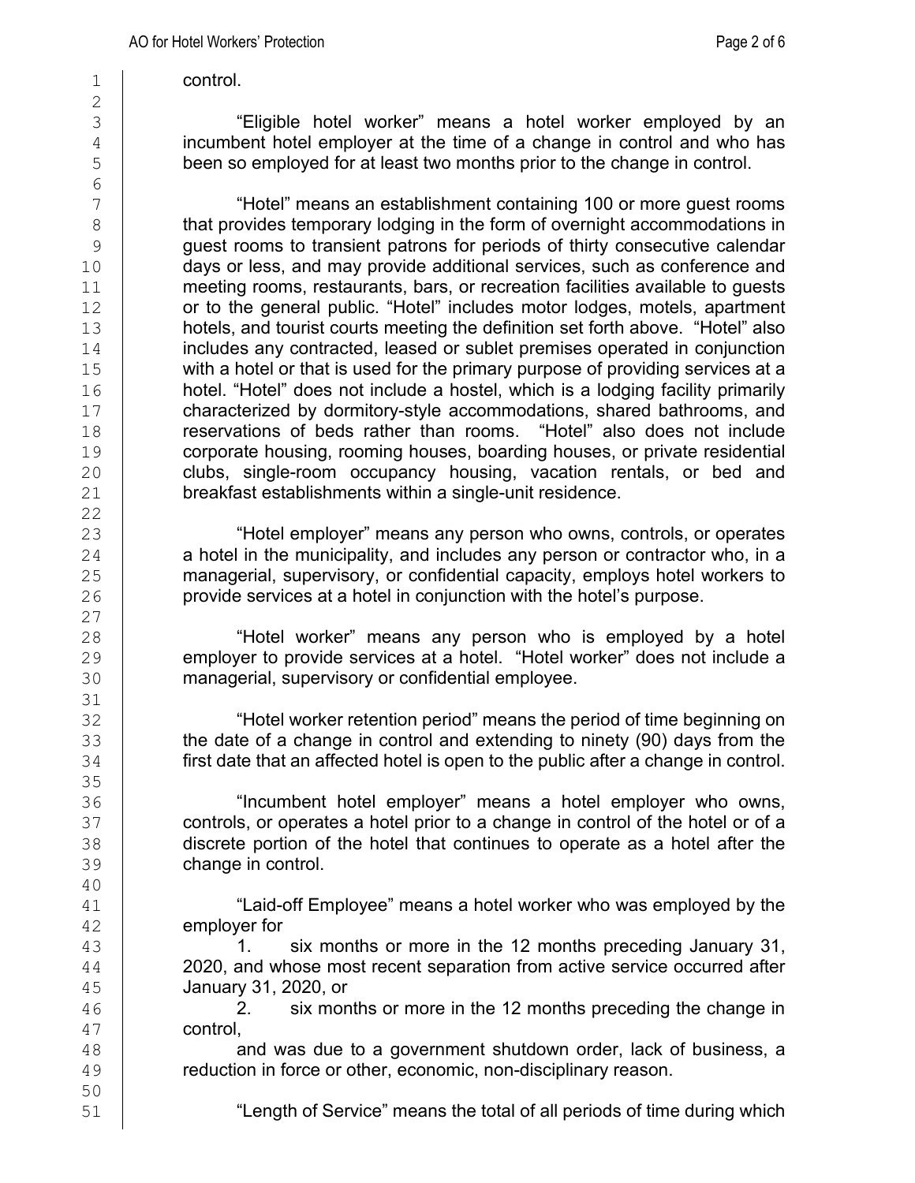control.

"Eligible hotel worker" means a hotel worker employed by an incumbent hotel employer at the time of a change in control and who has been so employed for at least two months prior to the change in control.

"Hotel" means an establishment containing 100 or more guest rooms that provides temporary lodging in the form of overnight accommodations in guest rooms to transient patrons for periods of thirty consecutive calendar days or less, and may provide additional services, such as conference and meeting rooms, restaurants, bars, or recreation facilities available to guests or to the general public. "Hotel" includes motor lodges, motels, apartment hotels, and tourist courts meeting the definition set forth above. "Hotel" also includes any contracted, leased or sublet premises operated in conjunction with a hotel or that is used for the primary purpose of providing services at a hotel. "Hotel" does not include a hostel, which is a lodging facility primarily characterized by dormitory-style accommodations, shared bathrooms, and reservations of beds rather than rooms. "Hotel" also does not include corporate housing, rooming houses, boarding houses, or private residential clubs, single-room occupancy housing, vacation rentals, or bed and breakfast establishments within a single-unit residence.

"Hotel employer" means any person who owns, controls, or operates a hotel in the municipality, and includes any person or contractor who, in a managerial, supervisory, or confidential capacity, employs hotel workers to provide services at a hotel in conjunction with the hotel's purpose.

"Hotel worker" means any person who is employed by a hotel employer to provide services at a hotel. "Hotel worker" does not include a managerial, supervisory or confidential employee.

"Hotel worker retention period" means the period of time beginning on the date of a change in control and extending to ninety (90) days from the first date that an affected hotel is open to the public after a change in control.

"Incumbent hotel employer" means a hotel employer who owns, controls, or operates a hotel prior to a change in control of the hotel or of a discrete portion of the hotel that continues to operate as a hotel after the change in control.

"Laid-off Employee" means a hotel worker who was employed by the employer for

1. six months or more in the 12 months preceding January 31, 2020, and whose most recent separation from active service occurred after January 31, 2020, or
2. six months or more in the 12 months preceding the change in control,

and was due to a government shutdown order, lack of business, a reduction in force or other, economic, non-disciplinary reason.

"Length of Service" means the total of all periods of time during which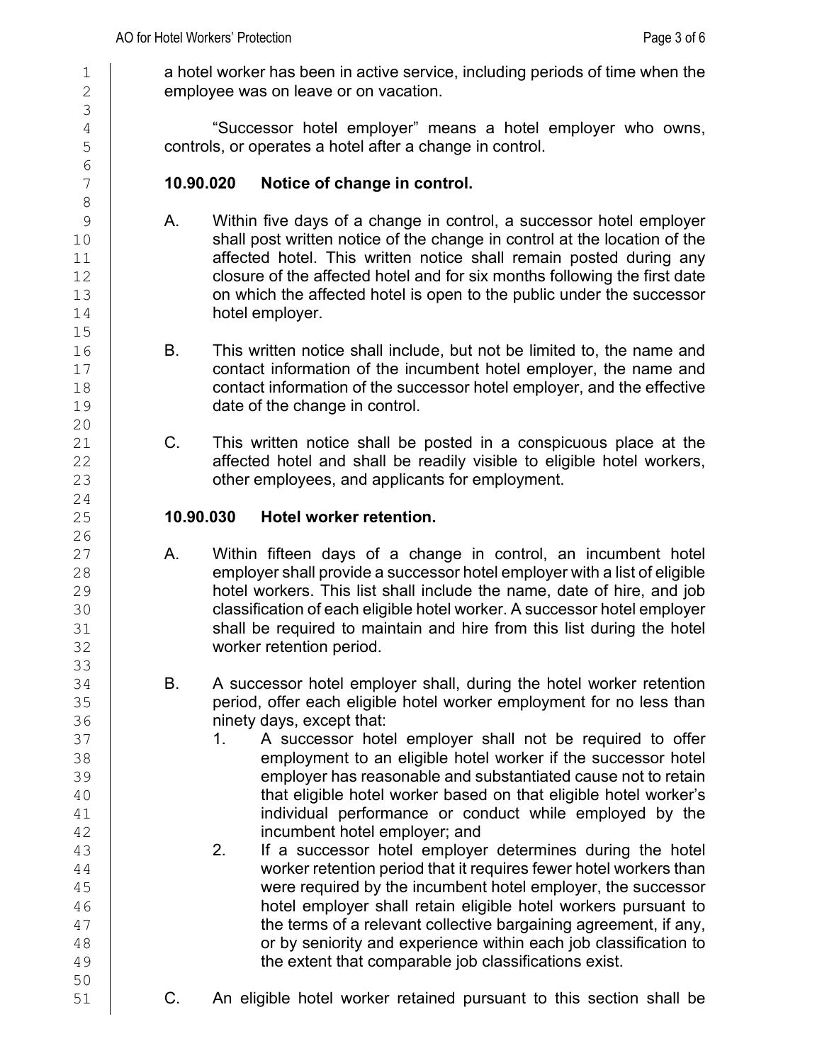a hotel worker has been in active service, including periods of time when the employee was on leave or on vacation.

"Successor hotel employer" means a hotel employer who owns, controls, or operates a hotel after a change in control.

**10.90.020 Notice of change in control.**

A. Within five days of a change in control, a successor hotel employer shall post written notice of the change in control at the location of the affected hotel. This written notice shall remain posted during any closure of the affected hotel and for six months following the first date on which the affected hotel is open to the public under the successor hotel employer.

B. This written notice shall include, but not be limited to, the name and contact information of the incumbent hotel employer, the name and contact information of the successor hotel employer, and the effective date of the change in control.

C. This written notice shall be posted in a conspicuous place at the affected hotel and shall be readily visible to eligible hotel workers, other employees, and applicants for employment.

**10.90.030 Hotel worker retention.**

A. Within fifteen days of a change in control, an incumbent hotel employer shall provide a successor hotel employer with a list of eligible hotel workers. This list shall include the name, date of hire, and job classification of each eligible hotel worker. A successor hotel employer shall be required to maintain and hire from this list during the hotel worker retention period.

B. A successor hotel employer shall, during the hotel worker retention period, offer each eligible hotel worker employment for no less than ninety days, except that:

1. A successor hotel employer shall not be required to offer employment to an eligible hotel worker if the successor hotel employer has reasonable and substantiated cause not to retain that eligible hotel worker based on that eligible hotel worker's individual performance or conduct while employed by the incumbent hotel employer; and
2. If a successor hotel employer determines during the hotel worker retention period that it requires fewer hotel workers than were required by the incumbent hotel employer, the successor hotel employer shall retain eligible hotel workers pursuant to the terms of a relevant collective bargaining agreement, if any, or by seniority and experience within each job classification to the extent that comparable job classifications exist.

C. An eligible hotel worker retained pursuant to this section shall be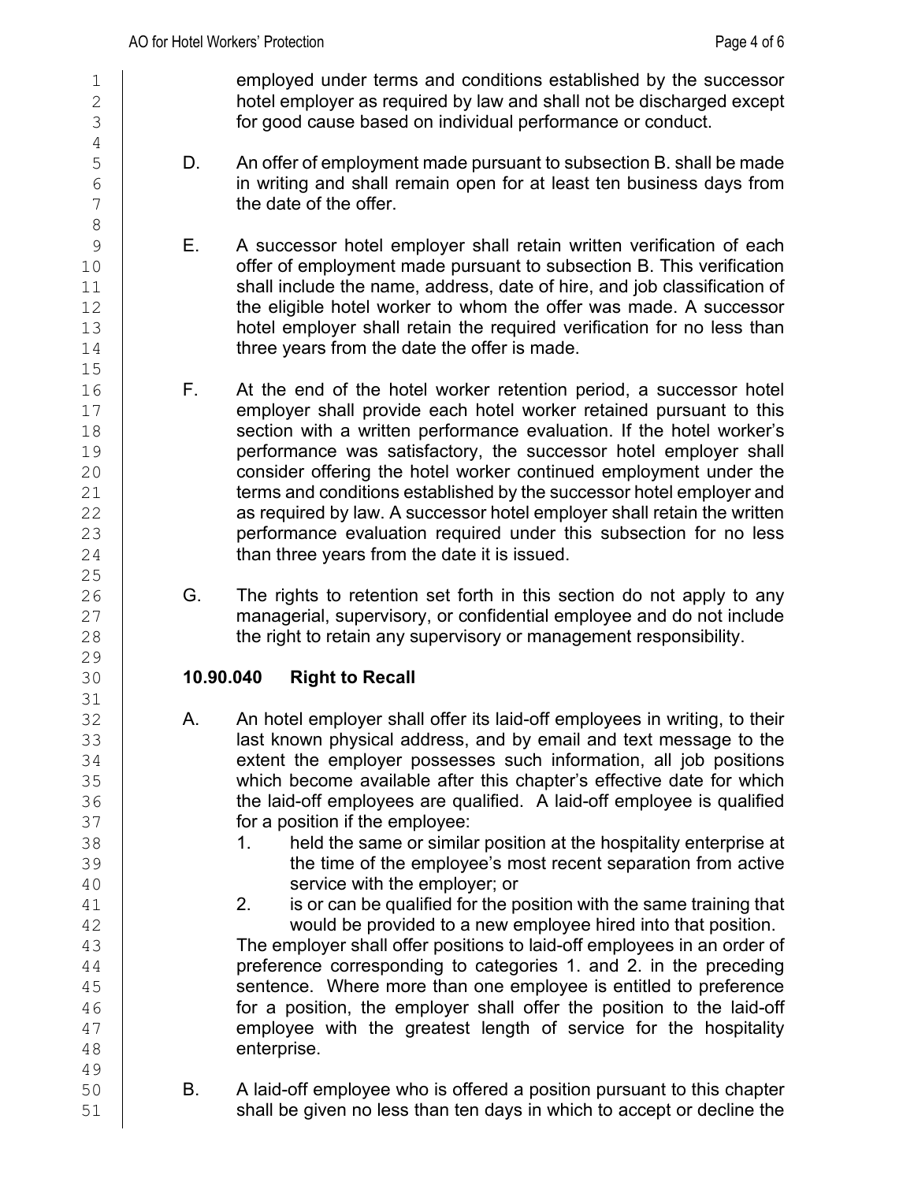employed under terms and conditions established by the successor hotel employer as required by law and shall not be discharged except for good cause based on individual performance or conduct.

D. An offer of employment made pursuant to subsection B. shall be made in writing and shall remain open for at least ten business days from the date of the offer.

E. A successor hotel employer shall retain written verification of each offer of employment made pursuant to subsection B. This verification shall include the name, address, date of hire, and job classification of the eligible hotel worker to whom the offer was made. A successor hotel employer shall retain the required verification for no less than three years from the date the offer is made.

F. At the end of the hotel worker retention period, a successor hotel employer shall provide each hotel worker retained pursuant to this section with a written performance evaluation. If the hotel worker's performance was satisfactory, the successor hotel employer shall consider offering the hotel worker continued employment under the terms and conditions established by the successor hotel employer and as required by law. A successor hotel employer shall retain the written performance evaluation required under this subsection for no less than three years from the date it is issued.

G. The rights to retention set forth in this section do not apply to any managerial, supervisory, or confidential employee and do not include the right to retain any supervisory or management responsibility.

**10.90.040 Right to Recall**

A. An hotel employer shall offer its laid-off employees in writing, to their last known physical address, and by email and text message to the extent the employer possesses such information, all job positions which become available after this chapter's effective date for which the laid-off employees are qualified. A laid-off employee is qualified for a position if the employee:
   1. held the same or similar position at the hospitality enterprise at the time of the employee's most recent separation from active service with the employer; or
   2. is or can be qualified for the position with the same training that would be provided to a new employee hired into that position.

   The employer shall offer positions to laid-off employees in an order of preference corresponding to categories 1. and 2. in the preceding sentence. Where more than one employee is entitled to preference for a position, the employer shall offer the position to the laid-off employee with the greatest length of service for the hospitality enterprise.

B. A laid-off employee who is offered a position pursuant to this chapter shall be given no less than ten days in which to accept or decline the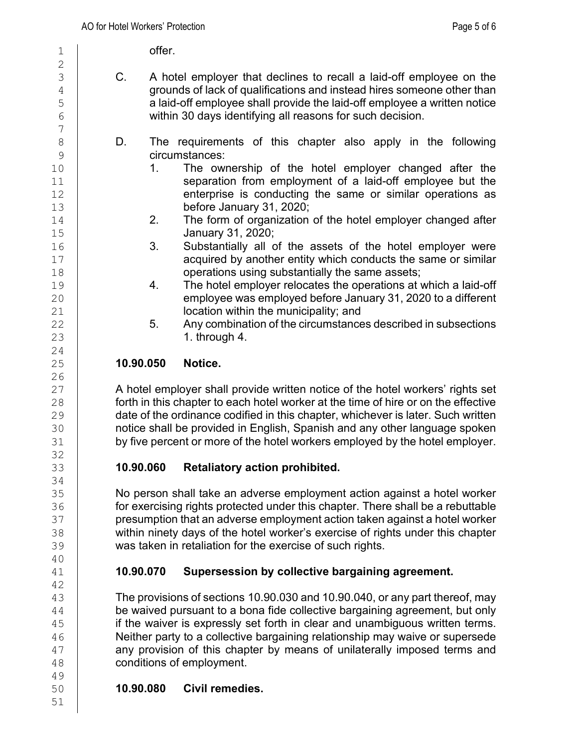offer.

C. A hotel employer that declines to recall a laid-off employee on the grounds of lack of qualifications and instead hires someone other than a laid-off employee shall provide the laid-off employee a written notice within 30 days identifying all reasons for such decision.

D. The requirements of this chapter also apply in the following circumstances:

1. The ownership of the hotel employer changed after the separation from employment of a laid-off employee but the enterprise is conducting the same or similar operations as before January 31, 2020;
2. The form of organization of the hotel employer changed after January 31, 2020;
3. Substantially all of the assets of the hotel employer were acquired by another entity which conducts the same or similar operations using substantially the same assets;
4. The hotel employer relocates the operations at which a laid-off employee was employed before January 31, 2020 to a different location within the municipality; and
5. Any combination of the circumstances described in subsections 1. through 4.

**10.90.050 Notice.**

A hotel employer shall provide written notice of the hotel workers' rights set forth in this chapter to each hotel worker at the time of hire or on the effective date of the ordinance codified in this chapter, whichever is later. Such written notice shall be provided in English, Spanish and any other language spoken by five percent or more of the hotel workers employed by the hotel employer.

**10.90.060 Retaliatory action prohibited.**

No person shall take an adverse employment action against a hotel worker for exercising rights protected under this chapter. There shall be a rebuttable presumption that an adverse employment action taken against a hotel worker within ninety days of the hotel worker's exercise of rights under this chapter was taken in retaliation for the exercise of such rights.

**10.90.070 Supersession by collective bargaining agreement.**

The provisions of sections 10.90.030 and 10.90.040, or any part thereof, may be waived pursuant to a bona fide collective bargaining agreement, but only if the waiver is expressly set forth in clear and unambiguous written terms. Neither party to a collective bargaining relationship may waive or supersede any provision of this chapter by means of unilaterally imposed terms and conditions of employment.

**10.90.080 Civil remedies.**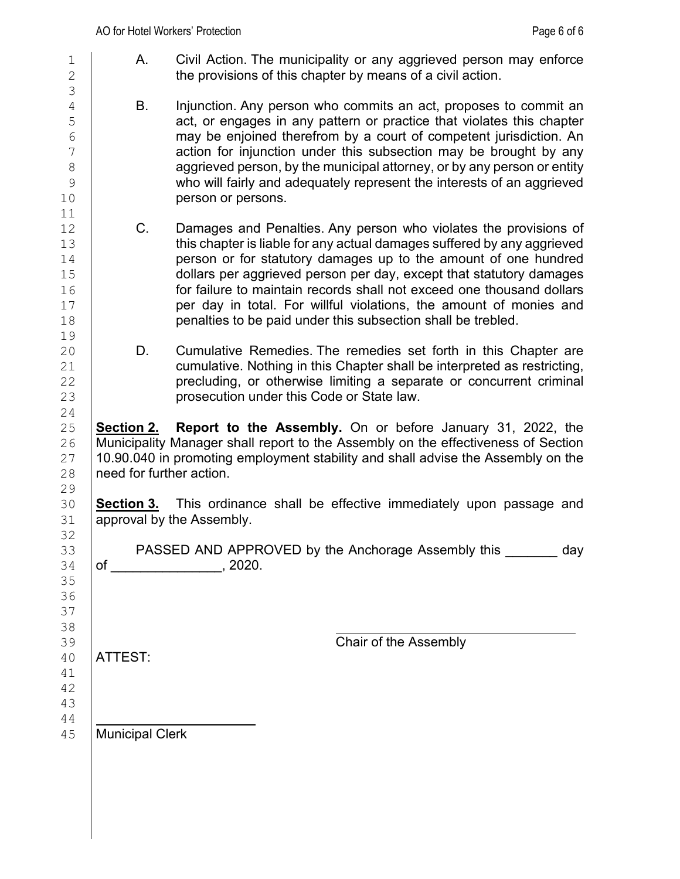A. Civil Action. The municipality or any aggrieved person may enforce the provisions of this chapter by means of a civil action.

B. Injunction. Any person who commits an act, proposes to commit an act, or engages in any pattern or practice that violates this chapter may be enjoined therefrom by a court of competent jurisdiction. An action for injunction under this subsection may be brought by any aggrieved person, by the municipal attorney, or by any person or entity who will fairly and adequately represent the interests of an aggrieved person or persons.

C. Damages and Penalties. Any person who violates the provisions of this chapter is liable for any actual damages suffered by any aggrieved person or for statutory damages up to the amount of one hundred dollars per aggrieved person per day, except that statutory damages for failure to maintain records shall not exceed one thousand dollars per day in total. For willful violations, the amount of monies and penalties to be paid under this subsection shall be trebled.

D. Cumulative Remedies. The remedies set forth in this Chapter are cumulative. Nothing in this Chapter shall be interpreted as restricting, precluding, or otherwise limiting a separate or concurrent criminal prosecution under this Code or State law.

**<u>Section 2.</u> Report to the Assembly.** On or before January 31, 2022, the Municipality Manager shall report to the Assembly on the effectiveness of Section 10.90.040 in promoting employment stability and shall advise the Assembly on the need for further action.

**<u>Section 3.</u>** This ordinance shall be effective immediately upon passage and approval by the Assembly.

PASSED AND APPROVED by the Anchorage Assembly this _______ day of _______________, 2020.

\_\_\_\_\_\_\_\_\_\_\_\_\_\_\_\_\_\_\_\_\_\_\_\_\_\_\_\_\_\_\_\_\_\_\_
Chair of the Assembly

ATTEST:

\_\_\_\_\_\_\_\_\_\_\_\_\_\_\_\_\_\_\_\_\_\_\_\_
Municipal Clerk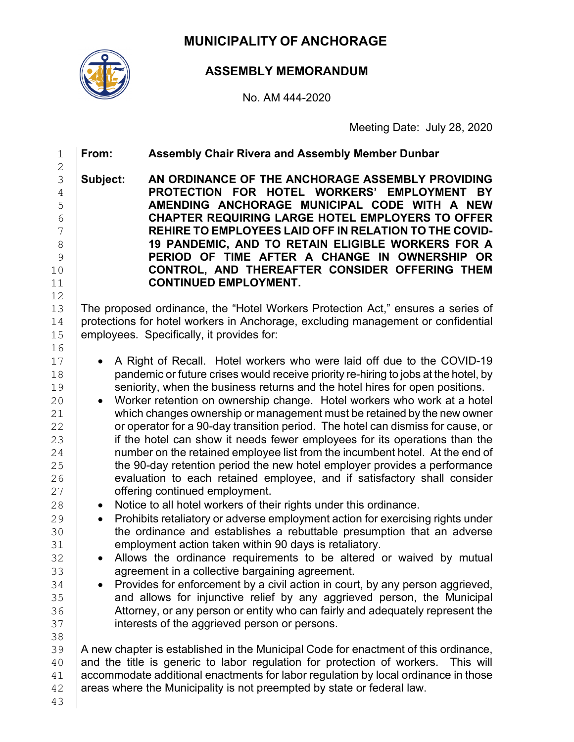# MUNICIPALITY OF ANCHORAGE

## ASSEMBLY MEMORANDUM

No. AM 444-2020

Meeting Date: July 28, 2020

**From:** **Assembly Chair Rivera and Assembly Member Dunbar**

**Subject:** **AN ORDINANCE OF THE ANCHORAGE ASSEMBLY PROVIDING PROTECTION FOR HOTEL WORKERS' EMPLOYMENT BY AMENDING ANCHORAGE MUNICIPAL CODE WITH A NEW CHAPTER REQUIRING LARGE HOTEL EMPLOYERS TO OFFER REHIRE TO EMPLOYEES LAID OFF IN RELATION TO THE COVID-19 PANDEMIC, AND TO RETAIN ELIGIBLE WORKERS FOR A PERIOD OF TIME AFTER A CHANGE IN OWNERSHIP OR CONTROL, AND THEREAFTER CONSIDER OFFERING THEM CONTINUED EMPLOYMENT.**

The proposed ordinance, the "Hotel Workers Protection Act," ensures a series of protections for hotel workers in Anchorage, excluding management or confidential employees. Specifically, it provides for:

- A Right of Recall. Hotel workers who were laid off due to the COVID-19 pandemic or future crises would receive priority re-hiring to jobs at the hotel, by seniority, when the business returns and the hotel hires for open positions.
- Worker retention on ownership change. Hotel workers who work at a hotel which changes ownership or management must be retained by the new owner or operator for a 90-day transition period. The hotel can dismiss for cause, or if the hotel can show it needs fewer employees for its operations than the number on the retained employee list from the incumbent hotel. At the end of the 90-day retention period the new hotel employer provides a performance evaluation to each retained employee, and if satisfactory shall consider offering continued employment.
- Notice to all hotel workers of their rights under this ordinance.
- Prohibits retaliatory or adverse employment action for exercising rights under the ordinance and establishes a rebuttable presumption that an adverse employment action taken within 90 days is retaliatory.
- Allows the ordinance requirements to be altered or waived by mutual agreement in a collective bargaining agreement.
- Provides for enforcement by a civil action in court, by any person aggrieved, and allows for injunctive relief by any aggrieved person, the Municipal Attorney, or any person or entity who can fairly and adequately represent the interests of the aggrieved person or persons.

A new chapter is established in the Municipal Code for enactment of this ordinance, and the title is generic to labor regulation for protection of workers. This will accommodate additional enactments for labor regulation by local ordinance in those areas where the Municipality is not preempted by state or federal law.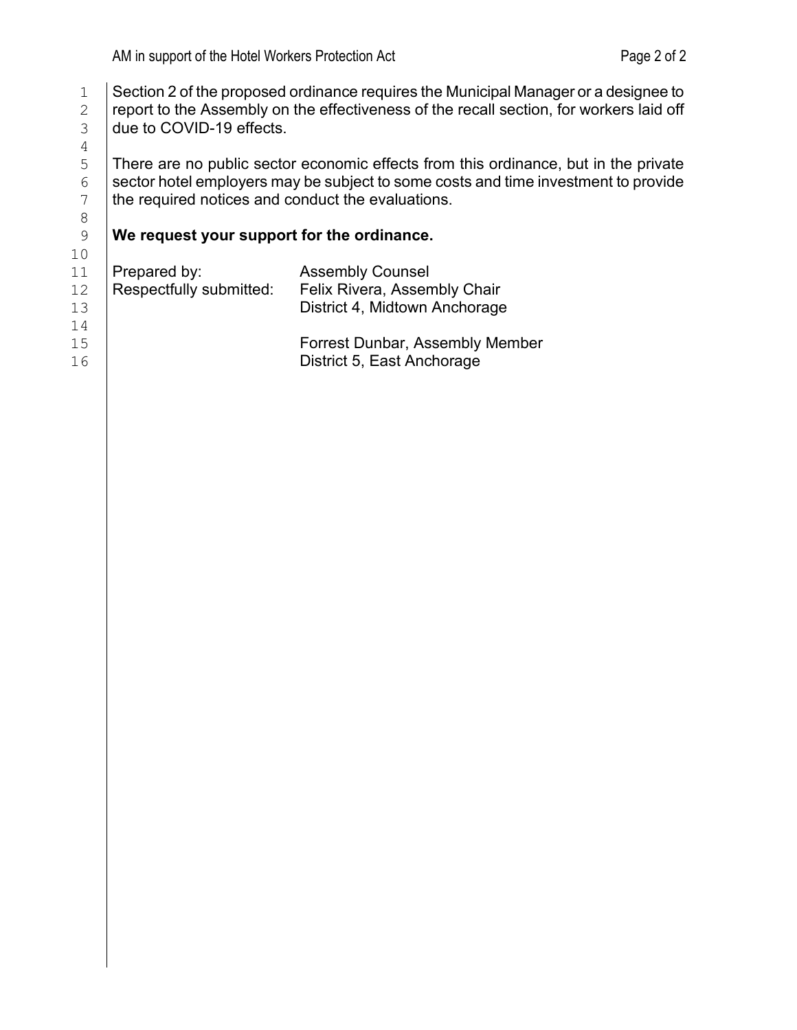Section 2 of the proposed ordinance requires the Municipal Manager or a designee to report to the Assembly on the effectiveness of the recall section, for workers laid off due to COVID-19 effects.

There are no public sector economic effects from this ordinance, but in the private sector hotel employers may be subject to some costs and time investment to provide the required notices and conduct the evaluations.

**We request your support for the ordinance.**

| | |
|---|---|
| Prepared by: | Assembly Counsel |
| Respectfully submitted: | Felix Rivera, Assembly Chair<br>District 4, Midtown Anchorage |
| | Forrest Dunbar, Assembly Member<br>District 5, East Anchorage |